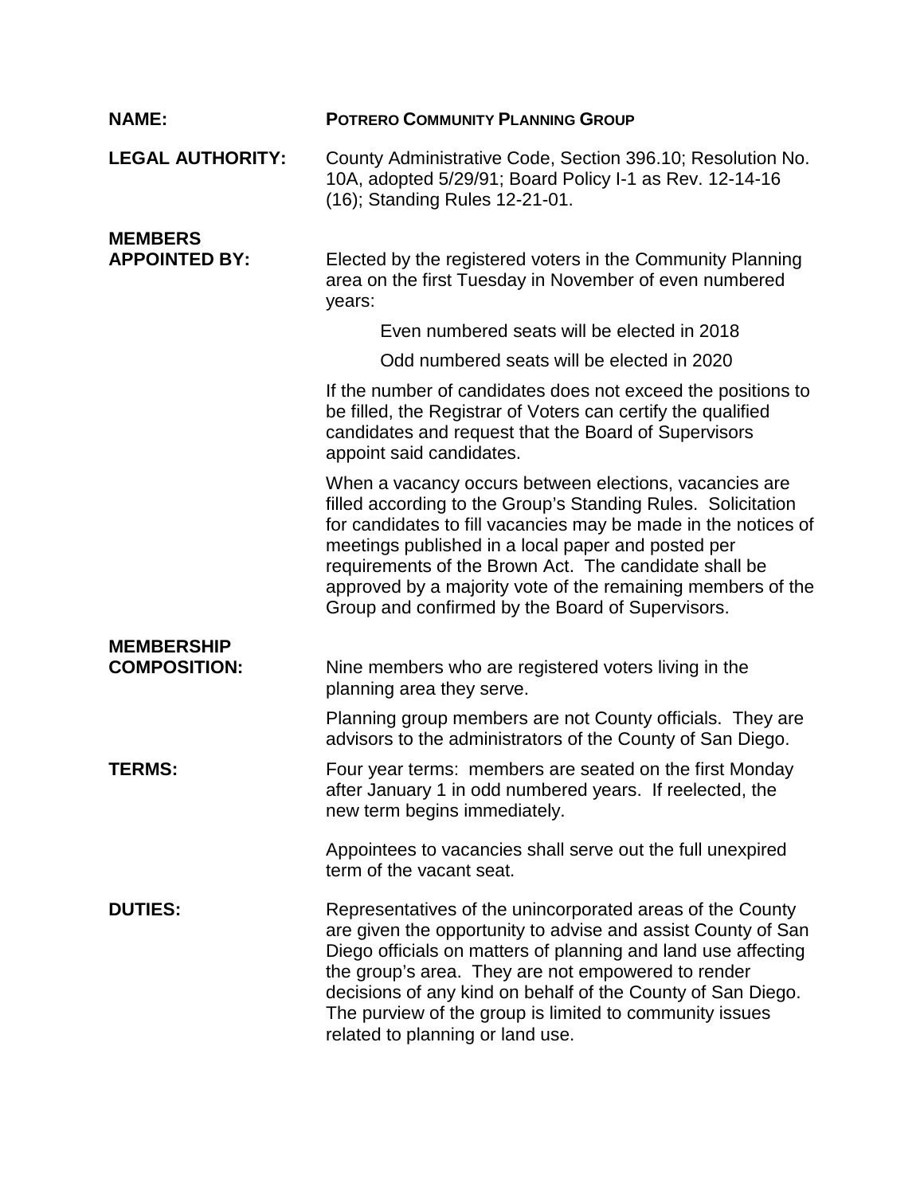**NAME:** **POTRERO COMMUNITY PLANNING GROUP**

**LEGAL AUTHORITY:** County Administrative Code, Section 396.10; Resolution No. 10A, adopted 5/29/91; Board Policy I-1 as Rev. 12-14-16 (16); Standing Rules 12-21-01.

**MEMBERS APPOINTED BY:** Elected by the registered voters in the Community Planning area on the first Tuesday in November of even numbered years:

Even numbered seats will be elected in 2018

Odd numbered seats will be elected in 2020

If the number of candidates does not exceed the positions to be filled, the Registrar of Voters can certify the qualified candidates and request that the Board of Supervisors appoint said candidates.

When a vacancy occurs between elections, vacancies are filled according to the Group's Standing Rules. Solicitation for candidates to fill vacancies may be made in the notices of meetings published in a local paper and posted per requirements of the Brown Act. The candidate shall be approved by a majority vote of the remaining members of the Group and confirmed by the Board of Supervisors.

**MEMBERSHIP COMPOSITION:** Nine members who are registered voters living in the planning area they serve.

Planning group members are not County officials. They are advisors to the administrators of the County of San Diego.

**TERMS:** Four year terms: members are seated on the first Monday after January 1 in odd numbered years. If reelected, the new term begins immediately.

Appointees to vacancies shall serve out the full unexpired term of the vacant seat.

**DUTIES:** Representatives of the unincorporated areas of the County are given the opportunity to advise and assist County of San Diego officials on matters of planning and land use affecting the group's area. They are not empowered to render decisions of any kind on behalf of the County of San Diego. The purview of the group is limited to community issues related to planning or land use.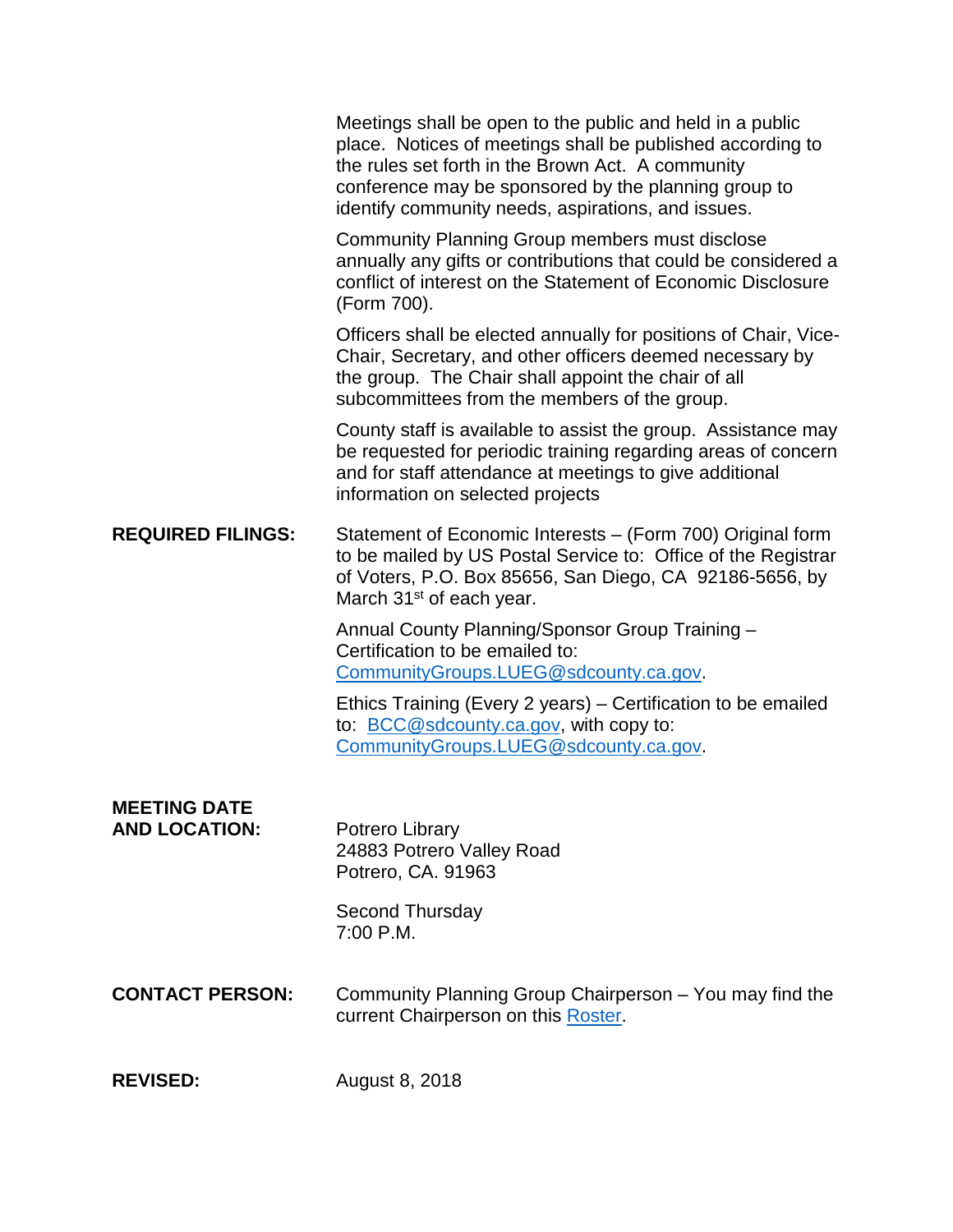Meetings shall be open to the public and held in a public place. Notices of meetings shall be published according to the rules set forth in the Brown Act. A community conference may be sponsored by the planning group to identify community needs, aspirations, and issues.

Community Planning Group members must disclose annually any gifts or contributions that could be considered a conflict of interest on the Statement of Economic Disclosure (Form 700).

Officers shall be elected annually for positions of Chair, Vice-Chair, Secretary, and other officers deemed necessary by the group. The Chair shall appoint the chair of all subcommittees from the members of the group.

County staff is available to assist the group. Assistance may be requested for periodic training regarding areas of concern and for staff attendance at meetings to give additional information on selected projects

**REQUIRED FILINGS:** Statement of Economic Interests – (Form 700) Original form to be mailed by US Postal Service to: Office of the Registrar of Voters, P.O. Box 85656, San Diego, CA 92186-5656, by March 31st of each year.

Annual County Planning/Sponsor Group Training – Certification to be emailed to: CommunityGroups.LUEG@sdcounty.ca.gov.

Ethics Training (Every 2 years) – Certification to be emailed to: BCC@sdcounty.ca.gov, with copy to: CommunityGroups.LUEG@sdcounty.ca.gov.

**MEETING DATE AND LOCATION:**

Potrero Library
24883 Potrero Valley Road
Potrero, CA. 91963

Second Thursday
7:00 P.M.

**CONTACT PERSON:** Community Planning Group Chairperson – You may find the current Chairperson on this Roster.

**REVISED:** August 8, 2018